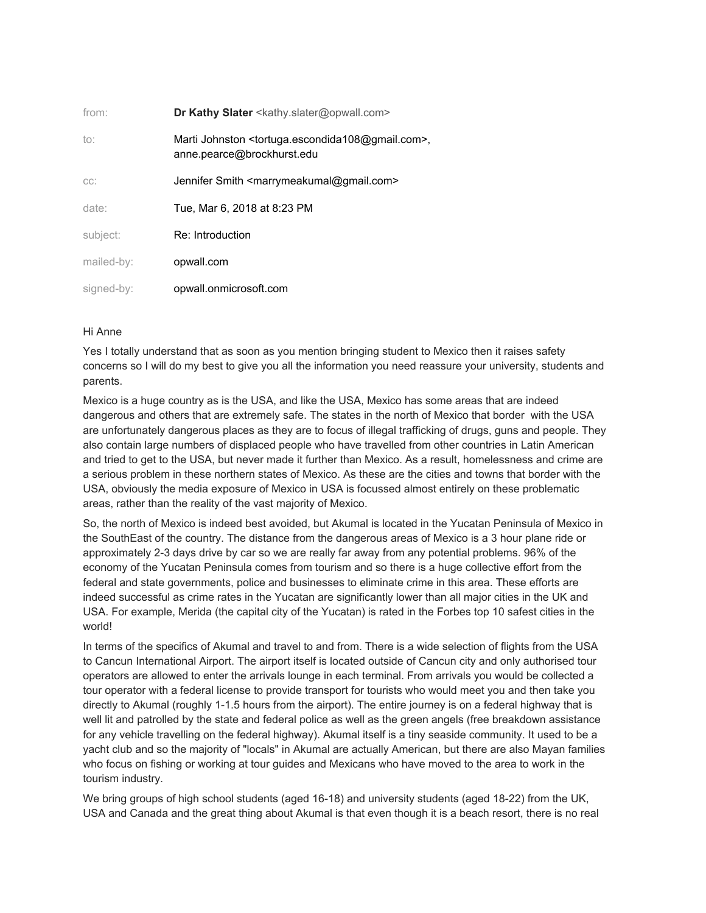| | |
|---|---|
| from: | **Dr Kathy Slater** <kathy.slater@opwall.com> |
| to: | Marti Johnston <tortuga.escondida108@gmail.com>, anne.pearce@brockhurst.edu |
| cc: | Jennifer Smith <marrymeakumal@gmail.com> |
| date: | Tue, Mar 6, 2018 at 8:23 PM |
| subject: | Re: Introduction |
| mailed-by: | opwall.com |
| signed-by: | opwall.onmicrosoft.com |

Hi Anne

Yes I totally understand that as soon as you mention bringing student to Mexico then it raises safety concerns so I will do my best to give you all the information you need reassure your university, students and parents.

Mexico is a huge country as is the USA, and like the USA, Mexico has some areas that are indeed dangerous and others that are extremely safe. The states in the north of Mexico that border with the USA are unfortunately dangerous places as they are to focus of illegal trafficking of drugs, guns and people. They also contain large numbers of displaced people who have travelled from other countries in Latin American and tried to get to the USA, but never made it further than Mexico. As a result, homelessness and crime are a serious problem in these northern states of Mexico. As these are the cities and towns that border with the USA, obviously the media exposure of Mexico in USA is focussed almost entirely on these problematic areas, rather than the reality of the vast majority of Mexico.

So, the north of Mexico is indeed best avoided, but Akumal is located in the Yucatan Peninsula of Mexico in the SouthEast of the country. The distance from the dangerous areas of Mexico is a 3 hour plane ride or approximately 2-3 days drive by car so we are really far away from any potential problems. 96% of the economy of the Yucatan Peninsula comes from tourism and so there is a huge collective effort from the federal and state governments, police and businesses to eliminate crime in this area. These efforts are indeed successful as crime rates in the Yucatan are significantly lower than all major cities in the UK and USA. For example, Merida (the capital city of the Yucatan) is rated in the Forbes top 10 safest cities in the world!

In terms of the specifics of Akumal and travel to and from. There is a wide selection of flights from the USA to Cancun International Airport. The airport itself is located outside of Cancun city and only authorised tour operators are allowed to enter the arrivals lounge in each terminal. From arrivals you would be collected a tour operator with a federal license to provide transport for tourists who would meet you and then take you directly to Akumal (roughly 1-1.5 hours from the airport). The entire journey is on a federal highway that is well lit and patrolled by the state and federal police as well as the green angels (free breakdown assistance for any vehicle travelling on the federal highway). Akumal itself is a tiny seaside community. It used to be a yacht club and so the majority of "locals" in Akumal are actually American, but there are also Mayan families who focus on fishing or working at tour guides and Mexicans who have moved to the area to work in the tourism industry.

We bring groups of high school students (aged 16-18) and university students (aged 18-22) from the UK, USA and Canada and the great thing about Akumal is that even though it is a beach resort, there is no real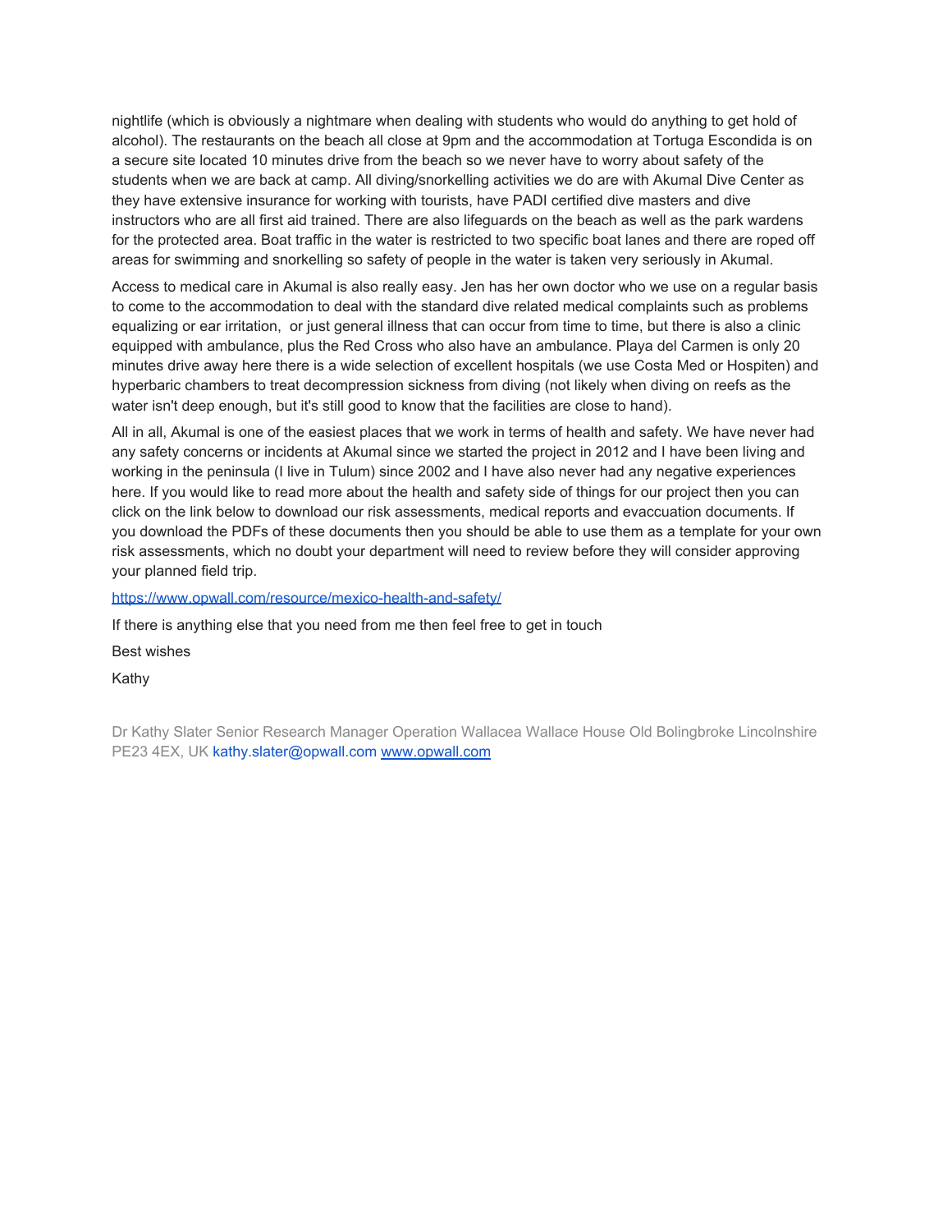nightlife (which is obviously a nightmare when dealing with students who would do anything to get hold of alcohol). The restaurants on the beach all close at 9pm and the accommodation at Tortuga Escondida is on a secure site located 10 minutes drive from the beach so we never have to worry about safety of the students when we are back at camp. All diving/snorkelling activities we do are with Akumal Dive Center as they have extensive insurance for working with tourists, have PADI certified dive masters and dive instructors who are all first aid trained. There are also lifeguards on the beach as well as the park wardens for the protected area. Boat traffic in the water is restricted to two specific boat lanes and there are roped off areas for swimming and snorkelling so safety of people in the water is taken very seriously in Akumal.

Access to medical care in Akumal is also really easy. Jen has her own doctor who we use on a regular basis to come to the accommodation to deal with the standard dive related medical complaints such as problems equalizing or ear irritation, or just general illness that can occur from time to time, but there is also a clinic equipped with ambulance, plus the Red Cross who also have an ambulance. Playa del Carmen is only 20 minutes drive away here there is a wide selection of excellent hospitals (we use Costa Med or Hospiten) and hyperbaric chambers to treat decompression sickness from diving (not likely when diving on reefs as the water isn't deep enough, but it's still good to know that the facilities are close to hand).

All in all, Akumal is one of the easiest places that we work in terms of health and safety. We have never had any safety concerns or incidents at Akumal since we started the project in 2012 and I have been living and working in the peninsula (I live in Tulum) since 2002 and I have also never had any negative experiences here. If you would like to read more about the health and safety side of things for our project then you can click on the link below to download our risk assessments, medical reports and evaccuation documents. If you download the PDFs of these documents then you should be able to use them as a template for your own risk assessments, which no doubt your department will need to review before they will consider approving your planned field trip.

https://www.opwall.com/resource/mexico-health-and-safety/

If there is anything else that you need from me then feel free to get in touch

Best wishes

Kathy

Dr Kathy Slater Senior Research Manager Operation Wallacea Wallace House Old Bolingbroke Lincolnshire PE23 4EX, UK kathy.slater@opwall.com www.opwall.com